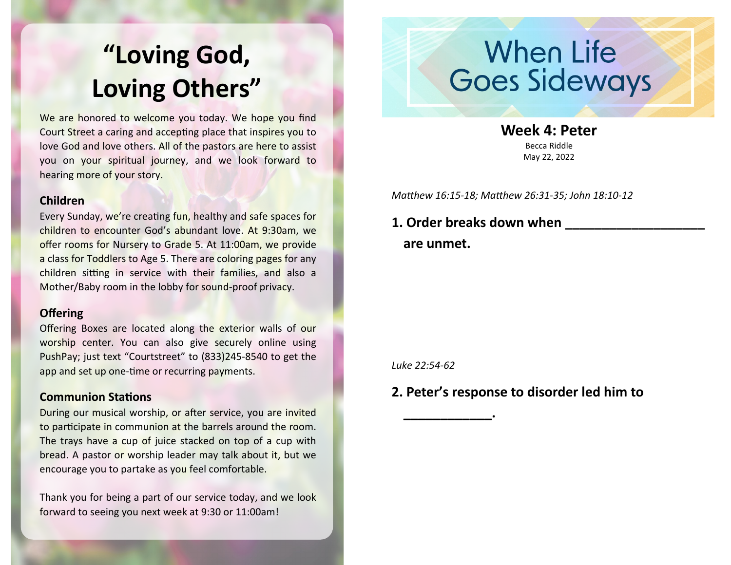# "Loving God, Loving Others"

We are honored to welcome you today. We hope you find Court Street a caring and accepting place that inspires you to love God and love others. All of the pastors are here to assist you on your spiritual journey, and we look forward to hearing more of your story.

### Children

Every Sunday, we're creating fun, healthy and safe spaces for children to encounter God's abundant love. At 9:30am, we offer rooms for Nursery to Grade 5. At 11:00am, we provide a class for Toddlers to Age 5. There are coloring pages for any children sitting in service with their families, and also a Mother/Baby room in the lobby for sound-proof privacy.

### Offering

Offering Boxes are located along the exterior walls of our worship center. You can also give securely online using PushPay; just text "Courtstreet" to (833)245-8540 to get the app and set up one-time or recurring payments.

### Communion Stations

During our musical worship, or after service, you are invited to participate in communion at the barrels around the room. The trays have a cup of juice stacked on top of a cup with bread. A pastor or worship leader may talk about it, but we encourage you to partake as you feel comfortable.

Thank you for being a part of our service today, and we look forward to seeing you next week at 9:30 or 11:00am!

# When Life Goes Sideways

## Week 4: Peter

Becca Riddle
May 22, 2022

*Matthew 16:15-18; Matthew 26:31-35; John 18:10-12*

**1. Order breaks down when ___________________ are unmet.**

*Luke 22:54-62*

**2. Peter's response to disorder led him to ____________.**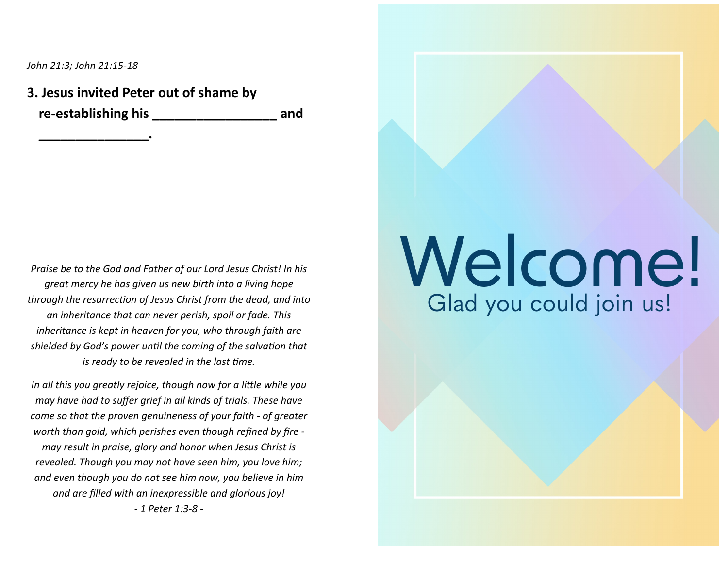*John 21:3; John 21:15-18*

**3. Jesus invited Peter out of shame by re-establishing his _________________ and _______________.**

*Praise be to the God and Father of our Lord Jesus Christ! In his great mercy he has given us new birth into a living hope through the resurrection of Jesus Christ from the dead, and into an inheritance that can never perish, spoil or fade. This inheritance is kept in heaven for you, who through faith are shielded by God's power until the coming of the salvation that is ready to be revealed in the last time.*

*In all this you greatly rejoice, though now for a little while you may have had to suffer grief in all kinds of trials. These have come so that the proven genuineness of your faith - of greater worth than gold, which perishes even though refined by fire - may result in praise, glory and honor when Jesus Christ is revealed. Though you may not have seen him, you love him; and even though you do not see him now, you believe in him and are filled with an inexpressible and glorious joy!*

*- 1 Peter 1:3-8 -*

# Welcome!

Glad you could join us!